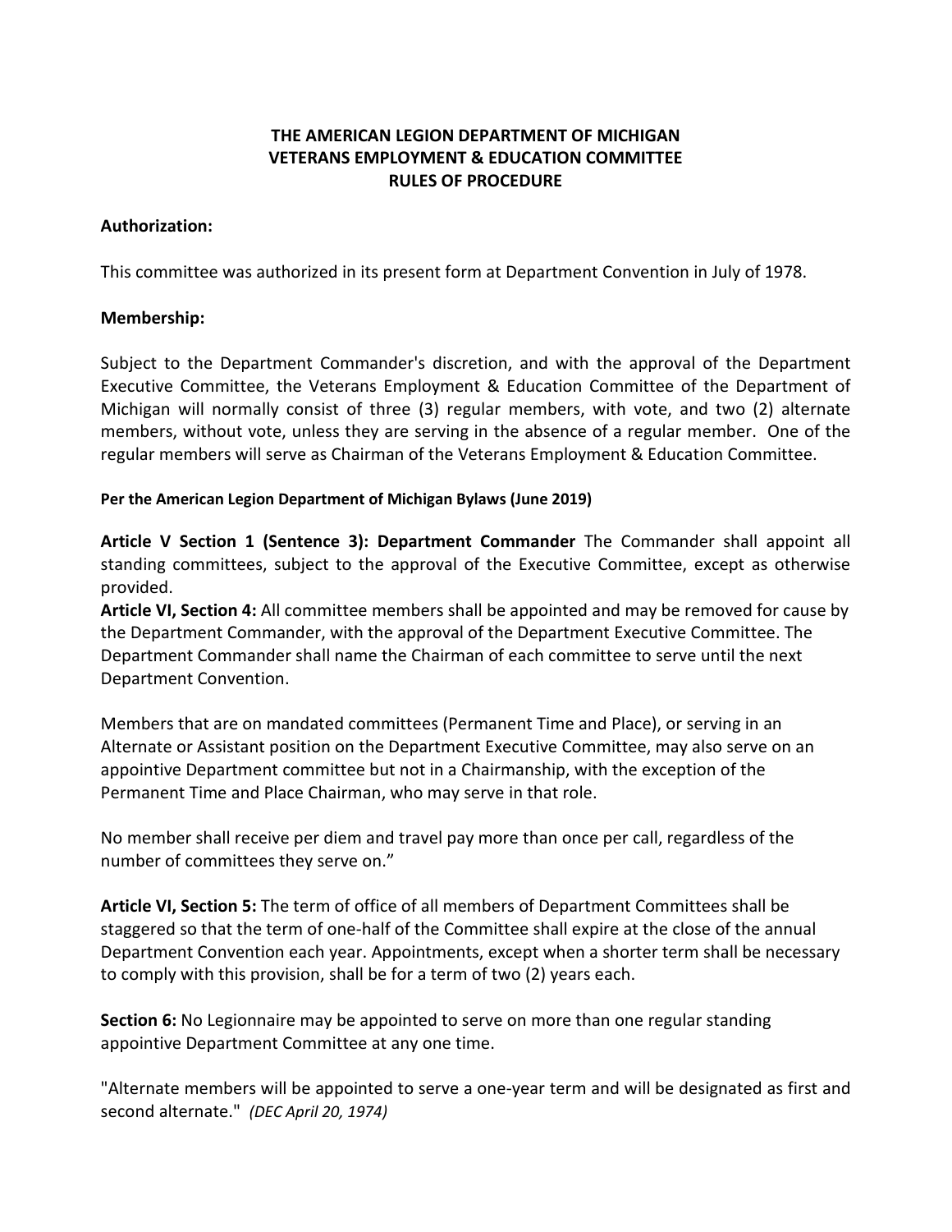# THE AMERICAN LEGION DEPARTMENT OF MICHIGAN
# VETERANS EMPLOYMENT & EDUCATION COMMITTEE
# RULES OF PROCEDURE

**Authorization:**

This committee was authorized in its present form at Department Convention in July of 1978.

**Membership:**

Subject to the Department Commander's discretion, and with the approval of the Department Executive Committee, the Veterans Employment & Education Committee of the Department of Michigan will normally consist of three (3) regular members, with vote, and two (2) alternate members, without vote, unless they are serving in the absence of a regular member. One of the regular members will serve as Chairman of the Veterans Employment & Education Committee.

**Per the American Legion Department of Michigan Bylaws (June 2019)**

**Article V Section 1 (Sentence 3): Department Commander** The Commander shall appoint all standing committees, subject to the approval of the Executive Committee, except as otherwise provided.
**Article VI, Section 4:** All committee members shall be appointed and may be removed for cause by the Department Commander, with the approval of the Department Executive Committee. The Department Commander shall name the Chairman of each committee to serve until the next Department Convention.

Members that are on mandated committees (Permanent Time and Place), or serving in an Alternate or Assistant position on the Department Executive Committee, may also serve on an appointive Department committee but not in a Chairmanship, with the exception of the Permanent Time and Place Chairman, who may serve in that role.

No member shall receive per diem and travel pay more than once per call, regardless of the number of committees they serve on."

**Article VI, Section 5:** The term of office of all members of Department Committees shall be staggered so that the term of one-half of the Committee shall expire at the close of the annual Department Convention each year. Appointments, except when a shorter term shall be necessary to comply with this provision, shall be for a term of two (2) years each.

**Section 6:** No Legionnaire may be appointed to serve on more than one regular standing appointive Department Committee at any one time.

"Alternate members will be appointed to serve a one-year term and will be designated as first and second alternate." *(DEC April 20, 1974)*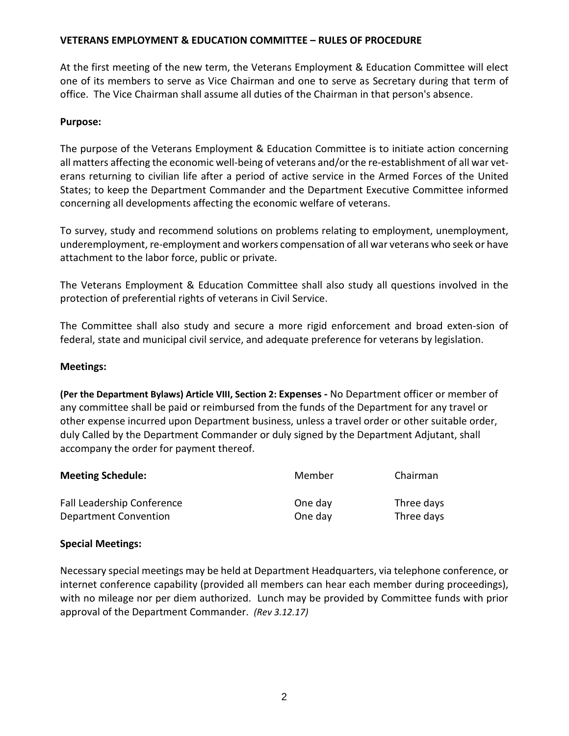**VETERANS EMPLOYMENT & EDUCATION COMMITTEE – RULES OF PROCEDURE**

At the first meeting of the new term, the Veterans Employment & Education Committee will elect one of its members to serve as Vice Chairman and one to serve as Secretary during that term of office. The Vice Chairman shall assume all duties of the Chairman in that person's absence.

**Purpose:**

The purpose of the Veterans Employment & Education Committee is to initiate action concerning all matters affecting the economic well-being of veterans and/or the re-establishment of all war veterans returning to civilian life after a period of active service in the Armed Forces of the United States; to keep the Department Commander and the Department Executive Committee informed concerning all developments affecting the economic welfare of veterans.

To survey, study and recommend solutions on problems relating to employment, unemployment, underemployment, re-employment and workers compensation of all war veterans who seek or have attachment to the labor force, public or private.

The Veterans Employment & Education Committee shall also study all questions involved in the protection of preferential rights of veterans in Civil Service.

The Committee shall also study and secure a more rigid enforcement and broad exten-sion of federal, state and municipal civil service, and adequate preference for veterans by legislation.

**Meetings:**

**(Per the Department Bylaws) Article VIII, Section 2: Expenses -** No Department officer or member of any committee shall be paid or reimbursed from the funds of the Department for any travel or other expense incurred upon Department business, unless a travel order or other suitable order, duly Called by the Department Commander or duly signed by the Department Adjutant, shall accompany the order for payment thereof.

| **Meeting Schedule:** | Member | Chairman |
|---|---|---|
| Fall Leadership Conference | One day | Three days |
| Department Convention | One day | Three days |

**Special Meetings:**

Necessary special meetings may be held at Department Headquarters, via telephone conference, or internet conference capability (provided all members can hear each member during proceedings), with no mileage nor per diem authorized. Lunch may be provided by Committee funds with prior approval of the Department Commander. *(Rev 3.12.17)*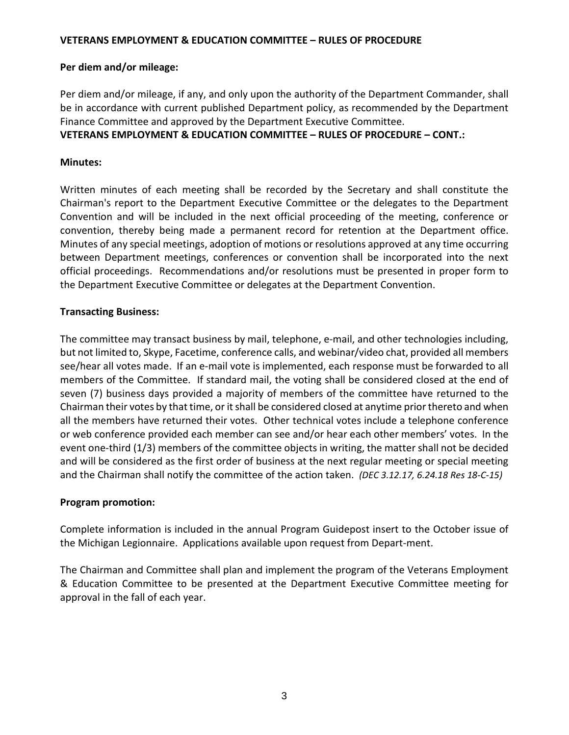**VETERANS EMPLOYMENT & EDUCATION COMMITTEE – RULES OF PROCEDURE**

**Per diem and/or mileage:**

Per diem and/or mileage, if any, and only upon the authority of the Department Commander, shall be in accordance with current published Department policy, as recommended by the Department Finance Committee and approved by the Department Executive Committee.

**VETERANS EMPLOYMENT & EDUCATION COMMITTEE – RULES OF PROCEDURE – CONT.:**

**Minutes:**

Written minutes of each meeting shall be recorded by the Secretary and shall constitute the Chairman's report to the Department Executive Committee or the delegates to the Department Convention and will be included in the next official proceeding of the meeting, conference or convention, thereby being made a permanent record for retention at the Department office. Minutes of any special meetings, adoption of motions or resolutions approved at any time occurring between Department meetings, conferences or convention shall be incorporated into the next official proceedings. Recommendations and/or resolutions must be presented in proper form to the Department Executive Committee or delegates at the Department Convention.

**Transacting Business:**

The committee may transact business by mail, telephone, e-mail, and other technologies including, but not limited to, Skype, Facetime, conference calls, and webinar/video chat, provided all members see/hear all votes made. If an e-mail vote is implemented, each response must be forwarded to all members of the Committee. If standard mail, the voting shall be considered closed at the end of seven (7) business days provided a majority of members of the committee have returned to the Chairman their votes by that time, or it shall be considered closed at anytime prior thereto and when all the members have returned their votes. Other technical votes include a telephone conference or web conference provided each member can see and/or hear each other members' votes. In the event one-third (1/3) members of the committee objects in writing, the matter shall not be decided and will be considered as the first order of business at the next regular meeting or special meeting and the Chairman shall notify the committee of the action taken. *(DEC 3.12.17, 6.24.18 Res 18-C-15)*

**Program promotion:**

Complete information is included in the annual Program Guidepost insert to the October issue of the Michigan Legionnaire. Applications available upon request from Depart-ment.

The Chairman and Committee shall plan and implement the program of the Veterans Employment & Education Committee to be presented at the Department Executive Committee meeting for approval in the fall of each year.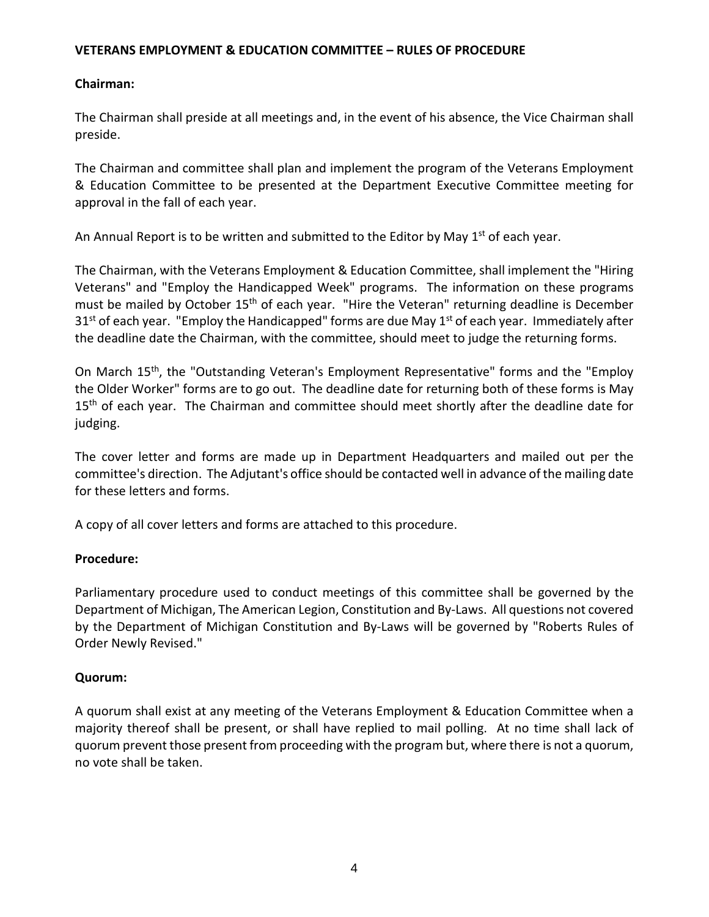## VETERANS EMPLOYMENT & EDUCATION COMMITTEE – RULES OF PROCEDURE

### Chairman:

The Chairman shall preside at all meetings and, in the event of his absence, the Vice Chairman shall preside.

The Chairman and committee shall plan and implement the program of the Veterans Employment & Education Committee to be presented at the Department Executive Committee meeting for approval in the fall of each year.

An Annual Report is to be written and submitted to the Editor by May 1st of each year.

The Chairman, with the Veterans Employment & Education Committee, shall implement the "Hiring Veterans" and "Employ the Handicapped Week" programs. The information on these programs must be mailed by October 15th of each year. "Hire the Veteran" returning deadline is December 31st of each year. "Employ the Handicapped" forms are due May 1st of each year. Immediately after the deadline date the Chairman, with the committee, should meet to judge the returning forms.

On March 15th, the "Outstanding Veteran's Employment Representative" forms and the "Employ the Older Worker" forms are to go out. The deadline date for returning both of these forms is May 15th of each year. The Chairman and committee should meet shortly after the deadline date for judging.

The cover letter and forms are made up in Department Headquarters and mailed out per the committee's direction. The Adjutant's office should be contacted well in advance of the mailing date for these letters and forms.

A copy of all cover letters and forms are attached to this procedure.

### Procedure:

Parliamentary procedure used to conduct meetings of this committee shall be governed by the Department of Michigan, The American Legion, Constitution and By-Laws. All questions not covered by the Department of Michigan Constitution and By-Laws will be governed by "Roberts Rules of Order Newly Revised."

### Quorum:

A quorum shall exist at any meeting of the Veterans Employment & Education Committee when a majority thereof shall be present, or shall have replied to mail polling. At no time shall lack of quorum prevent those present from proceeding with the program but, where there is not a quorum, no vote shall be taken.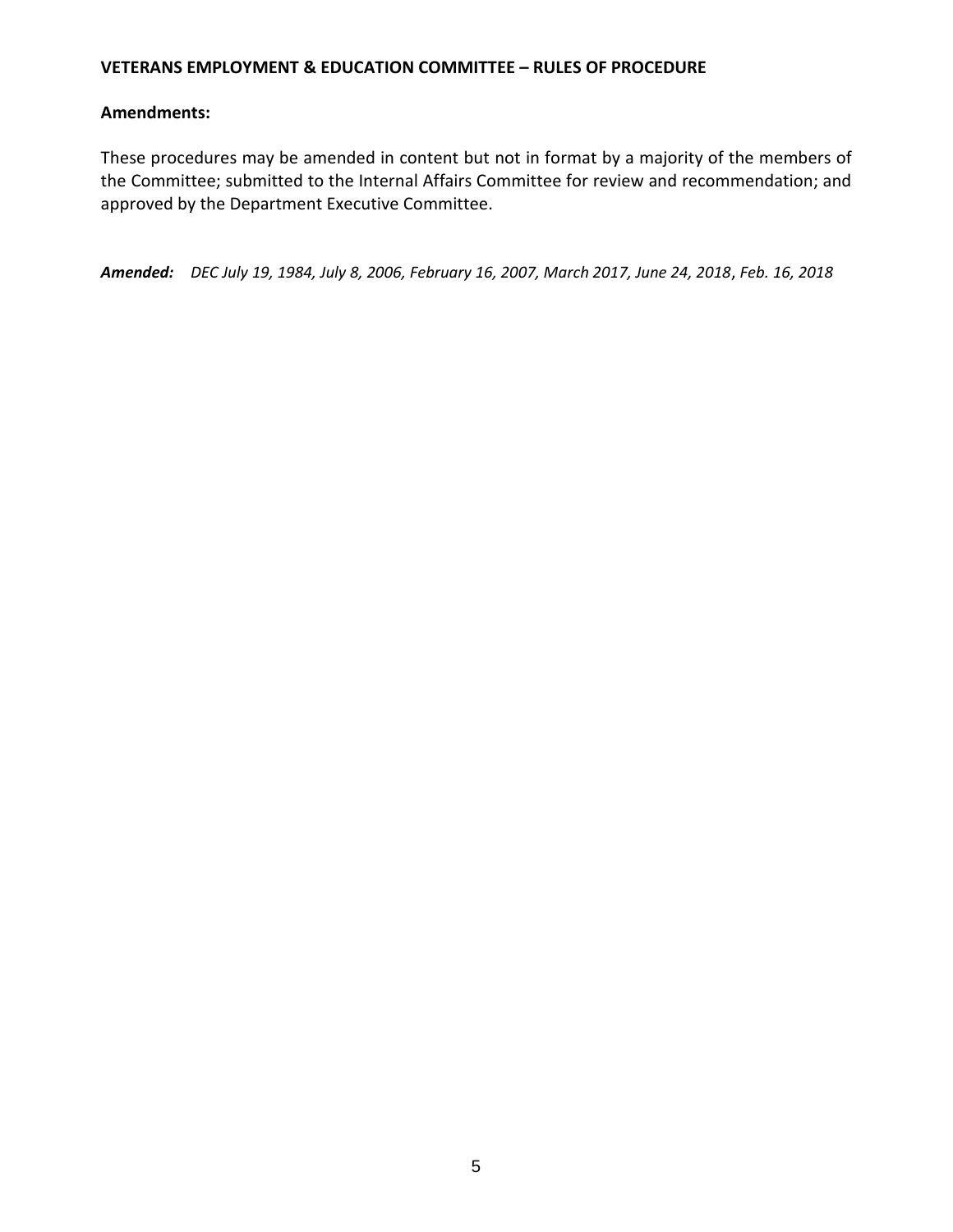**VETERANS EMPLOYMENT & EDUCATION COMMITTEE – RULES OF PROCEDURE**

**Amendments:**

These procedures may be amended in content but not in format by a majority of the members of the Committee; submitted to the Internal Affairs Committee for review and recommendation; and approved by the Department Executive Committee.

***Amended:*** *DEC July 19, 1984, July 8, 2006, February 16, 2007, March 2017, June 24, 2018, Feb. 16, 2018*